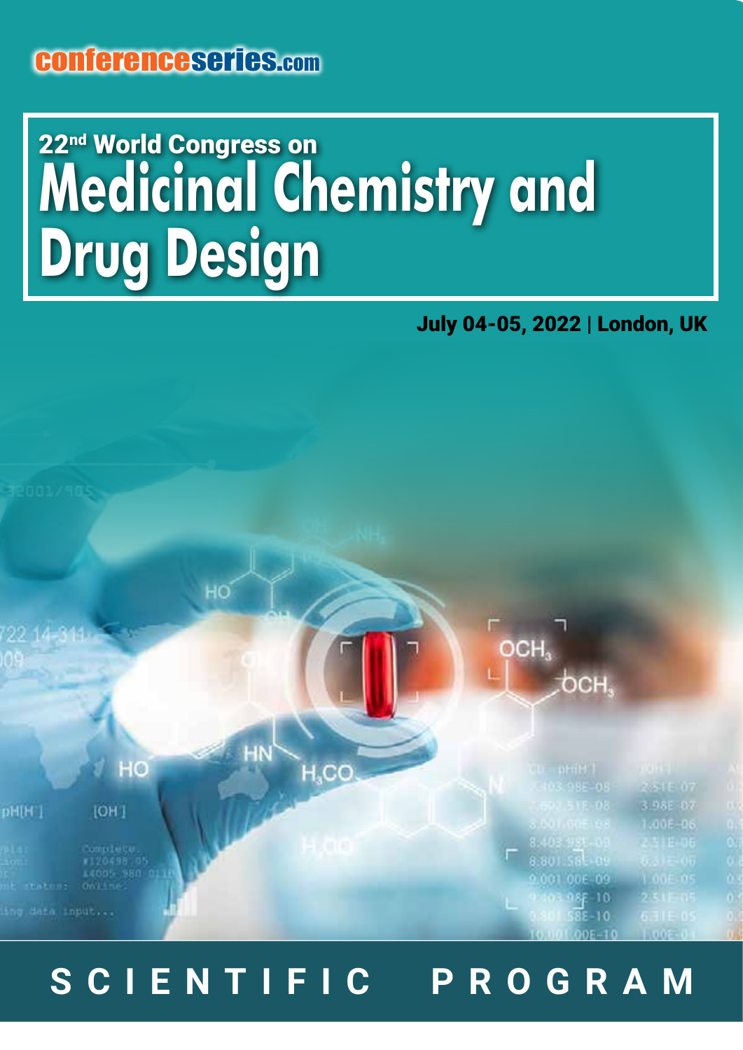conferenceseries.com

# 22[nd] World Congress on Medicinal Chemistry and Drug Design

**July 04-05, 2022 | London, UK**

## SCIENTIFIC PROGRAM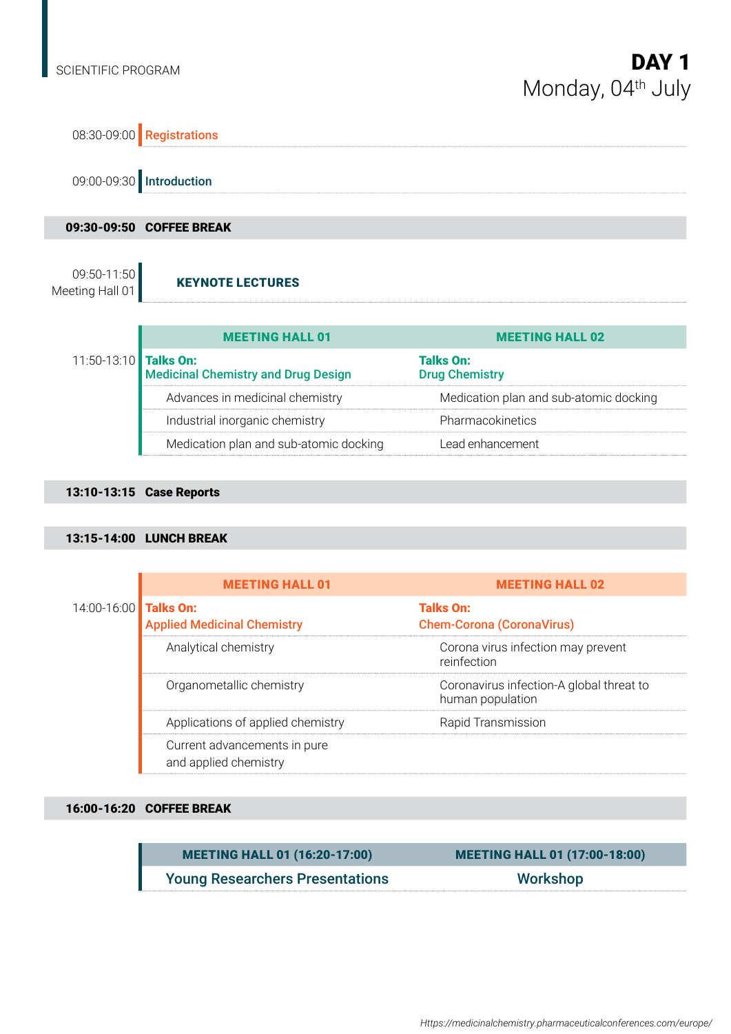SCIENTIFIC PROGRAM

# DAY 1

## Monday, 04th July

08:30-09:00 **Registrations**

09:00-09:30 **Introduction**

**09:30-09:50 COFFEE BREAK**

09:50-11:50
Meeting Hall 01 **KEYNOTE LECTURES**

11:50-13:10

| MEETING HALL 01 | MEETING HALL 02 |
|---|---|
| **Talks On: Medicinal Chemistry and Drug Design** | **Talks On: Drug Chemistry** |
| Advances in medicinal chemistry | Medication plan and sub-atomic docking |
| Industrial inorganic chemistry | Pharmacokinetics |
| Medication plan and sub-atomic docking | Lead enhancement |

**13:10-13:15 Case Reports**

**13:15-14:00 LUNCH BREAK**

14:00-16:00

| MEETING HALL 01 | MEETING HALL 02 |
|---|---|
| **Talks On: Applied Medicinal Chemistry** | **Talks On: Chem-Corona (CoronaVirus)** |
| Analytical chemistry | Corona virus infection may prevent reinfection |
| Organometallic chemistry | Coronavirus infection-A global threat to human population |
| Applications of applied chemistry | Rapid Transmission |
| Current advancements in pure and applied chemistry | |

**16:00-16:20 COFFEE BREAK**

| MEETING HALL 01 (16:20-17:00) | MEETING HALL 01 (17:00-18:00) |
|---|---|
| Young Researchers Presentations | Workshop |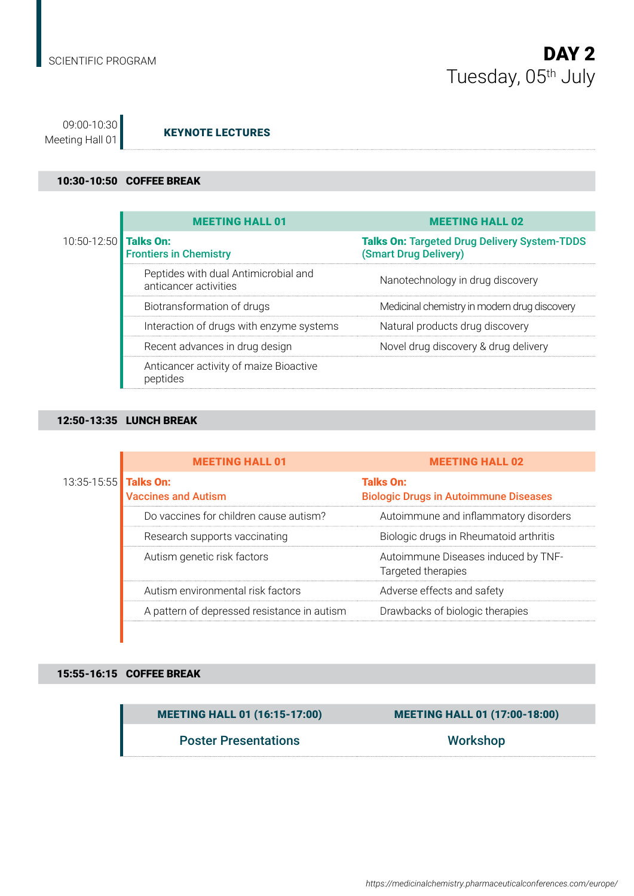SCIENTIFIC PROGRAM

# DAY 2
## Tuesday, 05th July

09:00-10:30
Meeting Hall 01

**KEYNOTE LECTURES**

**10:30-10:50 COFFEE BREAK**

**10:50-12:50**

| MEETING HALL 01 | MEETING HALL 02 |
|---|---|
| **Talks On: Frontiers in Chemistry** | **Talks On: Targeted Drug Delivery System-TDDS (Smart Drug Delivery)** |
| Peptides with dual Antimicrobial and anticancer activities | Nanotechnology in drug discovery |
| Biotransformation of drugs | Medicinal chemistry in modern drug discovery |
| Interaction of drugs with enzyme systems | Natural products drug discovery |
| Recent advances in drug design | Novel drug discovery & drug delivery |
| Anticancer activity of maize Bioactive peptides | |

**12:50-13:35 LUNCH BREAK**

**13:35-15:55**

| MEETING HALL 01 | MEETING HALL 02 |
|---|---|
| **Talks On: Vaccines and Autism** | **Talks On: Biologic Drugs in Autoimmune Diseases** |
| Do vaccines for children cause autism? | Autoimmune and inflammatory disorders |
| Research supports vaccinating | Biologic drugs in Rheumatoid arthritis |
| Autism genetic risk factors | Autoimmune Diseases induced by TNF-Targeted therapies |
| Autism environmental risk factors | Adverse effects and safety |
| A pattern of depressed resistance in autism | Drawbacks of biologic therapies |

**15:55-16:15 COFFEE BREAK**

| MEETING HALL 01 (16:15-17:00) | MEETING HALL 01 (17:00-18:00) |
|---|---|
| Poster Presentations | Workshop |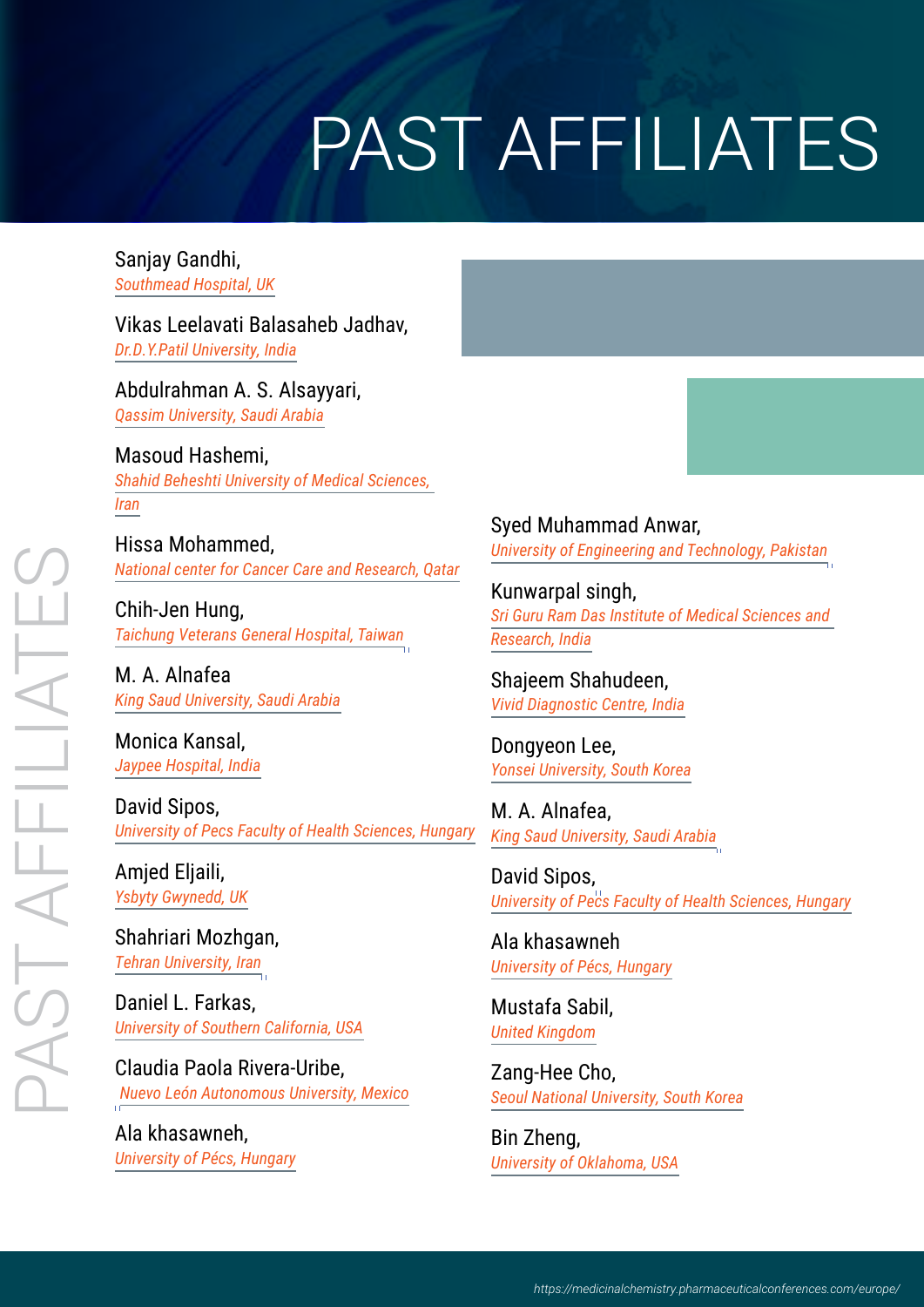# PAST AFFILIATES

Sanjay Gandhi,
*Southmead Hospital, UK*

Vikas Leelavati Balasaheb Jadhav,
*Dr.D.Y.Patil University, India*

Abdulrahman A. S. Alsayyari,
*Qassim University, Saudi Arabia*

Masoud Hashemi,
*Shahid Beheshti University of Medical Sciences, Iran*

Hissa Mohammed,
*National center for Cancer Care and Research, Qatar*

Chih-Jen Hung,
*Taichung Veterans General Hospital, Taiwan*

M. A. Alnafea
*King Saud University, Saudi Arabia*

Monica Kansal,
*Jaypee Hospital, India*

David Sipos,
*University of Pecs Faculty of Health Sciences, Hungary*

Amjed Eljaili,
*Ysbyty Gwynedd, UK*

Shahriari Mozhgan,
*Tehran University, Iran*

Daniel L. Farkas,
*University of Southern California, USA*

Claudia Paola Rivera-Uribe,
*Nuevo León Autonomous University, Mexico*

Ala khasawneh,
*University of Pécs, Hungary*

Syed Muhammad Anwar,
*University of Engineering and Technology, Pakistan*

Kunwarpal singh,
*Sri Guru Ram Das Institute of Medical Sciences and Research, India*

Shajeem Shahudeen,
*Vivid Diagnostic Centre, India*

Dongyeon Lee,
*Yonsei University, South Korea*

M. A. Alnafea,
*King Saud University, Saudi Arabia*

David Sipos,
*University of Pecs Faculty of Health Sciences, Hungary*

Ala khasawneh
*University of Pécs, Hungary*

Mustafa Sabil,
*United Kingdom*

Zang-Hee Cho,
*Seoul National University, South Korea*

Bin Zheng,
*University of Oklahoma, USA*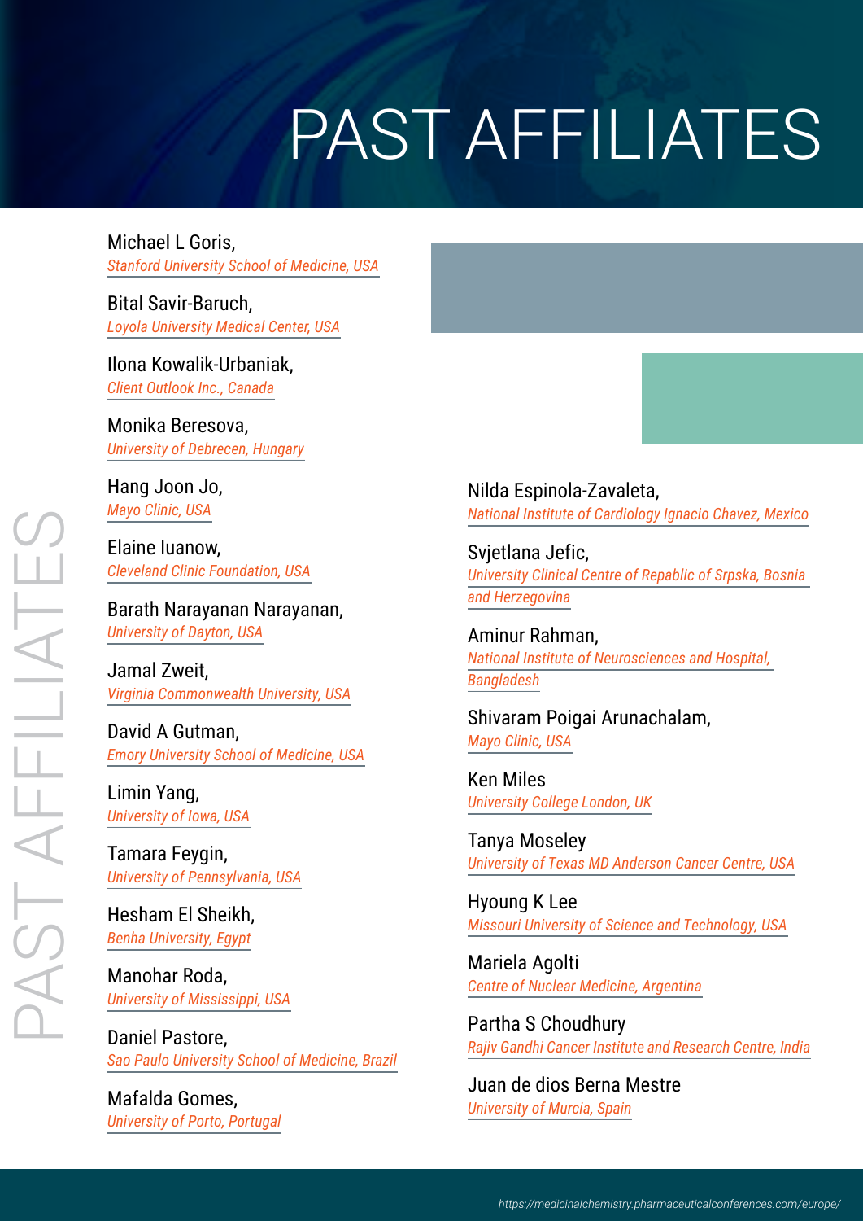# PAST AFFILIATES

Michael L Goris,
*Stanford University School of Medicine, USA*

Bital Savir-Baruch,
*Loyola University Medical Center, USA*

Ilona Kowalik-Urbaniak,
*Client Outlook Inc., Canada*

Monika Beresova,
*University of Debrecen, Hungary*

Hang Joon Jo,
*Mayo Clinic, USA*

Elaine Iuanow,
*Cleveland Clinic Foundation, USA*

Barath Narayanan Narayanan,
*University of Dayton, USA*

Jamal Zweit,
*Virginia Commonwealth University, USA*

David A Gutman,
*Emory University School of Medicine, USA*

Limin Yang,
*University of Iowa, USA*

Tamara Feygin,
*University of Pennsylvania, USA*

Hesham El Sheikh,
*Benha University, Egypt*

Manohar Roda,
*University of Mississippi, USA*

Daniel Pastore,
*Sao Paulo University School of Medicine, Brazil*

Mafalda Gomes,
*University of Porto, Portugal*

Nilda Espinola-Zavaleta,
*National Institute of Cardiology Ignacio Chavez, Mexico*

Svjetlana Jefic,
*University Clinical Centre of Repablic of Srpska, Bosnia and Herzegovina*

Aminur Rahman,
*National Institute of Neurosciences and Hospital, Bangladesh*

Shivaram Poigai Arunachalam,
*Mayo Clinic, USA*

Ken Miles
*University College London, UK*

Tanya Moseley
*University of Texas MD Anderson Cancer Centre, USA*

Hyoung K Lee
*Missouri University of Science and Technology, USA*

Mariela Agolti
*Centre of Nuclear Medicine, Argentina*

Partha S Choudhury
*Rajiv Gandhi Cancer Institute and Research Centre, India*

Juan de dios Berna Mestre
*University of Murcia, Spain*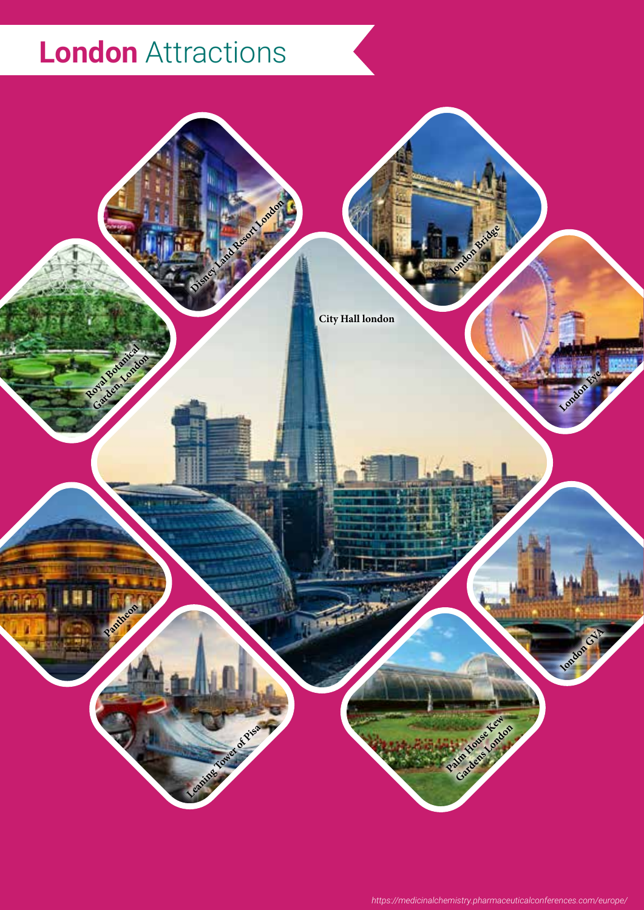# **London** Attractions

Disney Land Resort London

london Bridge

Royal Botanical Garden, London

City Hall london

London Eye

Pantheon

London GVA

Leaning Tower of Pisa

Palm House Kew Gardens London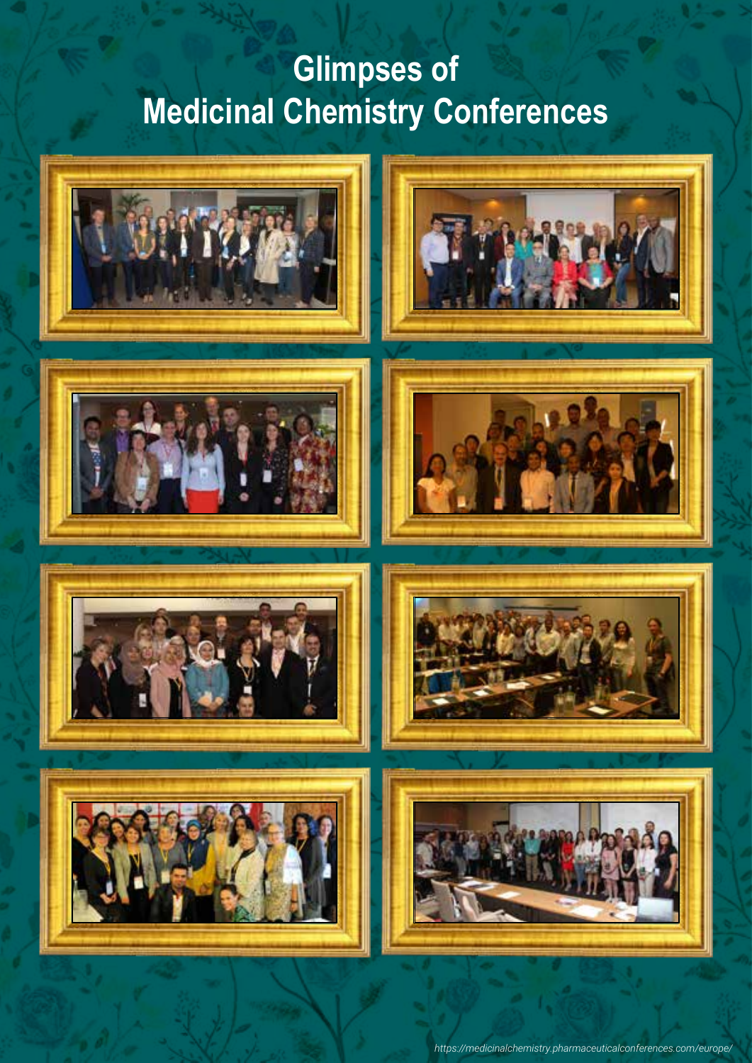# Glimpses of Medicinal Chemistry Conferences

https://medicinalchemistry.pharmaceuticalconferences.com/europe/